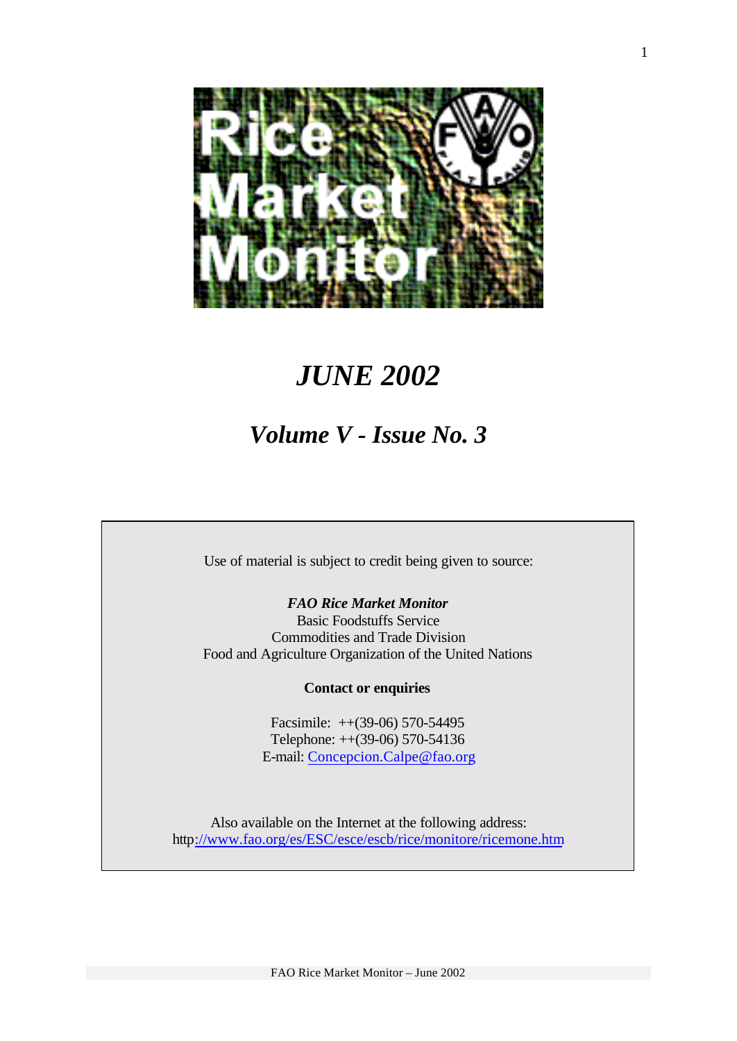# Rice Market Monitor

## *JUNE 2002*

## *Volume V - Issue No. 3*

Use of material is subject to credit being given to source:

***FAO Rice Market Monitor***
Basic Foodstuffs Service
Commodities and Trade Division
Food and Agriculture Organization of the United Nations

**Contact or enquiries**

Facsimile: ++(39-06) 570-54495
Telephone: ++(39-06) 570-54136
E-mail: Concepcion.Calpe@fao.org

Also available on the Internet at the following address:
http://www.fao.org/es/ESC/esce/escb/rice/monitore/ricemone.htm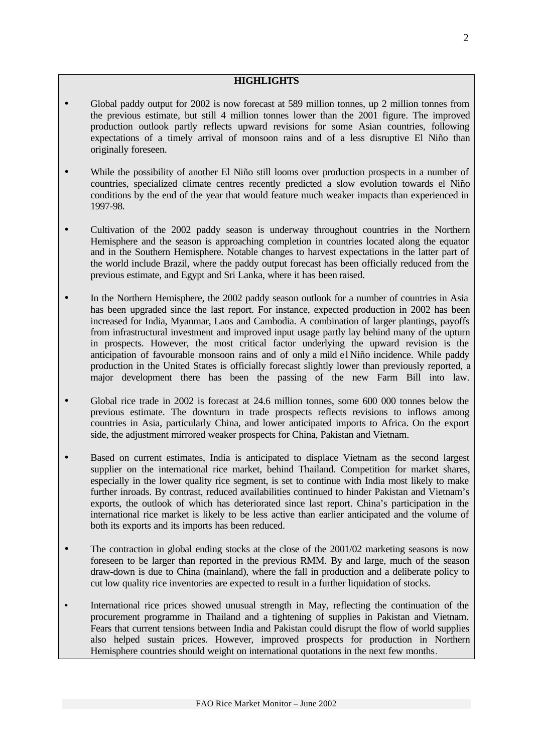## HIGHLIGHTS

- Global paddy output for 2002 is now forecast at 589 million tonnes, up 2 million tonnes from the previous estimate, but still 4 million tonnes lower than the 2001 figure. The improved production outlook partly reflects upward revisions for some Asian countries, following expectations of a timely arrival of monsoon rains and of a less disruptive El Niño than originally foreseen.

- While the possibility of another El Niño still looms over production prospects in a number of countries, specialized climate centres recently predicted a slow evolution towards el Niño conditions by the end of the year that would feature much weaker impacts than experienced in 1997-98.

- Cultivation of the 2002 paddy season is underway throughout countries in the Northern Hemisphere and the season is approaching completion in countries located along the equator and in the Southern Hemisphere. Notable changes to harvest expectations in the latter part of the world include Brazil, where the paddy output forecast has been officially reduced from the previous estimate, and Egypt and Sri Lanka, where it has been raised.

- In the Northern Hemisphere, the 2002 paddy season outlook for a number of countries in Asia has been upgraded since the last report. For instance, expected production in 2002 has been increased for India, Myanmar, Laos and Cambodia. A combination of larger plantings, payoffs from infrastructural investment and improved input usage partly lay behind many of the upturn in prospects. However, the most critical factor underlying the upward revision is the anticipation of favourable monsoon rains and of only a mild el Niño incidence. While paddy production in the United States is officially forecast slightly lower than previously reported, a major development there has been the passing of the new Farm Bill into law.

- Global rice trade in 2002 is forecast at 24.6 million tonnes, some 600 000 tonnes below the previous estimate. The downturn in trade prospects reflects revisions to inflows among countries in Asia, particularly China, and lower anticipated imports to Africa. On the export side, the adjustment mirrored weaker prospects for China, Pakistan and Vietnam.

- Based on current estimates, India is anticipated to displace Vietnam as the second largest supplier on the international rice market, behind Thailand. Competition for market shares, especially in the lower quality rice segment, is set to continue with India most likely to make further inroads. By contrast, reduced availabilities continued to hinder Pakistan and Vietnam's exports, the outlook of which has deteriorated since last report. China's participation in the international rice market is likely to be less active than earlier anticipated and the volume of both its exports and its imports has been reduced.

- The contraction in global ending stocks at the close of the 2001/02 marketing seasons is now foreseen to be larger than reported in the previous RMM. By and large, much of the season draw-down is due to China (mainland), where the fall in production and a deliberate policy to cut low quality rice inventories are expected to result in a further liquidation of stocks.

- International rice prices showed unusual strength in May, reflecting the continuation of the procurement programme in Thailand and a tightening of supplies in Pakistan and Vietnam. Fears that current tensions between India and Pakistan could disrupt the flow of world supplies also helped sustain prices. However, improved prospects for production in Northern Hemisphere countries should weight on international quotations in the next few months.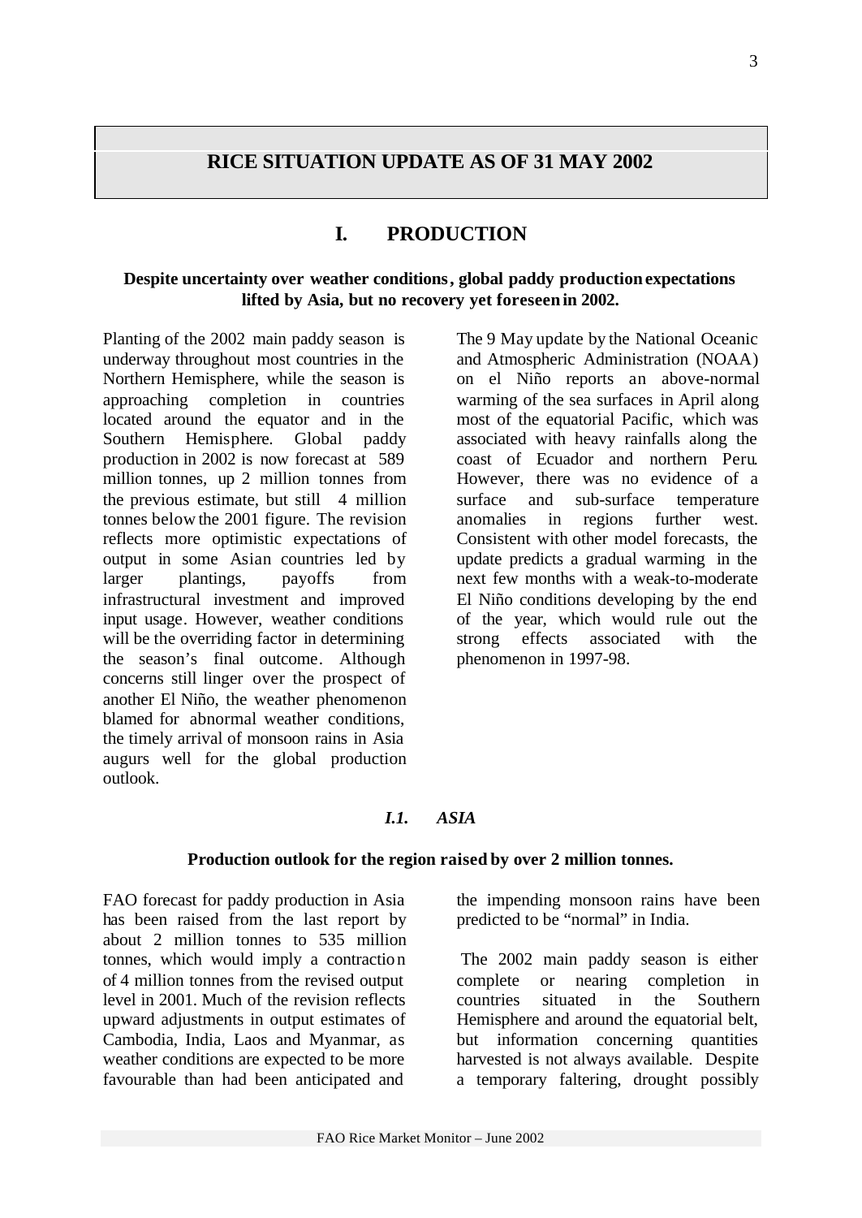# RICE SITUATION UPDATE AS OF 31 MAY 2002

## I. PRODUCTION

**Despite uncertainty over weather conditions, global paddy production expectations lifted by Asia, but no recovery yet foreseen in 2002.**

Planting of the 2002 main paddy season is underway throughout most countries in the Northern Hemisphere, while the season is approaching completion in countries located around the equator and in the Southern Hemisphere. Global paddy production in 2002 is now forecast at 589 million tonnes, up 2 million tonnes from the previous estimate, but still 4 million tonnes below the 2001 figure. The revision reflects more optimistic expectations of output in some Asian countries led by larger plantings, payoffs from infrastructural investment and improved input usage. However, weather conditions will be the overriding factor in determining the season's final outcome. Although concerns still linger over the prospect of another El Niño, the weather phenomenon blamed for abnormal weather conditions, the timely arrival of monsoon rains in Asia augurs well for the global production outlook.

The 9 May update by the National Oceanic and Atmospheric Administration (NOAA) on el Niño reports an above-normal warming of the sea surfaces in April along most of the equatorial Pacific, which was associated with heavy rainfalls along the coast of Ecuador and northern Peru. However, there was no evidence of a surface and sub-surface temperature anomalies in regions further west. Consistent with other model forecasts, the update predicts a gradual warming in the next few months with a weak-to-moderate El Niño conditions developing by the end of the year, which would rule out the strong effects associated with the phenomenon in 1997-98.

### *I.1. ASIA*

**Production outlook for the region raised by over 2 million tonnes.**

FAO forecast for paddy production in Asia has been raised from the last report by about 2 million tonnes to 535 million tonnes, which would imply a contraction of 4 million tonnes from the revised output level in 2001. Much of the revision reflects upward adjustments in output estimates of Cambodia, India, Laos and Myanmar, as weather conditions are expected to be more favourable than had been anticipated and the impending monsoon rains have been predicted to be "normal" in India.

The 2002 main paddy season is either complete or nearing completion in countries situated in the Southern Hemisphere and around the equatorial belt, but information concerning quantities harvested is not always available. Despite a temporary faltering, drought possibly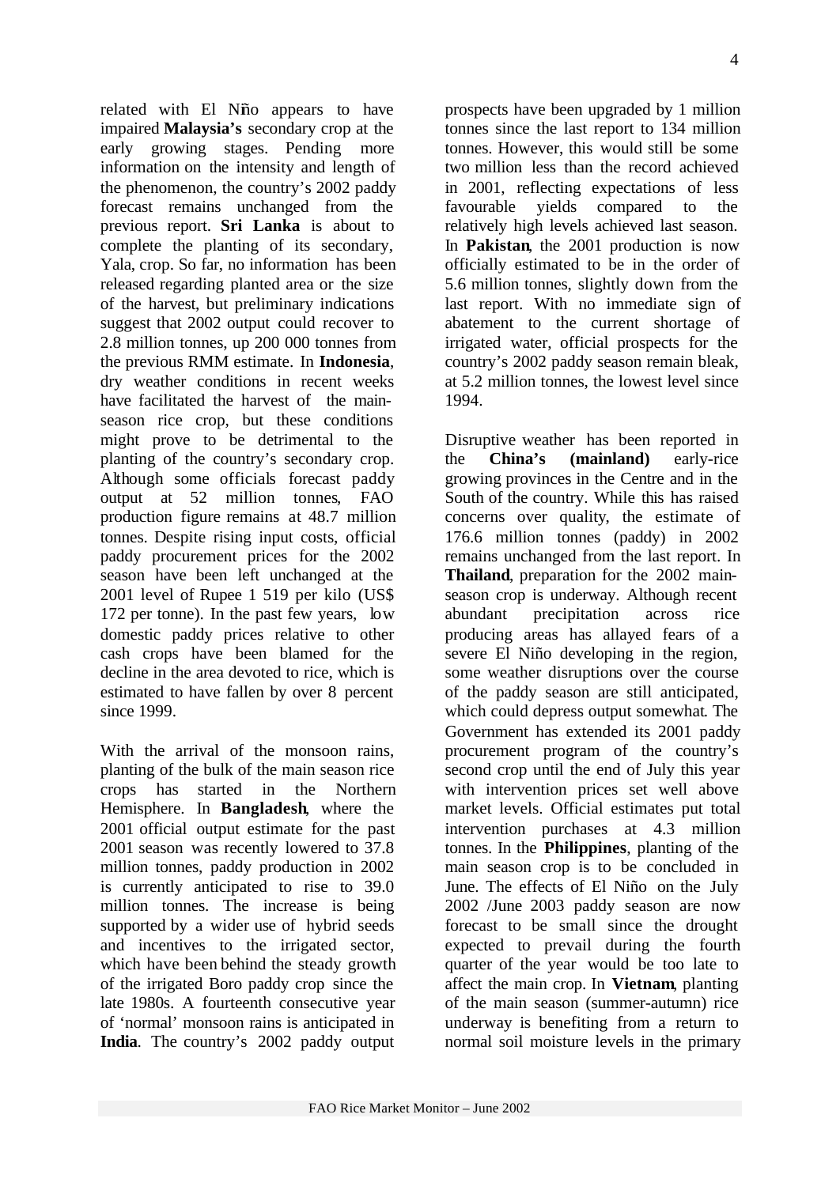related with El Niño appears to have impaired **Malaysia's** secondary crop at the early growing stages. Pending more information on the intensity and length of the phenomenon, the country's 2002 paddy forecast remains unchanged from the previous report. **Sri Lanka** is about to complete the planting of its secondary, Yala, crop. So far, no information has been released regarding planted area or the size of the harvest, but preliminary indications suggest that 2002 output could recover to 2.8 million tonnes, up 200 000 tonnes from the previous RMM estimate. In **Indonesia**, dry weather conditions in recent weeks have facilitated the harvest of the main-season rice crop, but these conditions might prove to be detrimental to the planting of the country's secondary crop. Although some officials forecast paddy output at 52 million tonnes, FAO production figure remains at 48.7 million tonnes. Despite rising input costs, official paddy procurement prices for the 2002 season have been left unchanged at the 2001 level of Rupee 1 519 per kilo (US$ 172 per tonne). In the past few years, low domestic paddy prices relative to other cash crops have been blamed for the decline in the area devoted to rice, which is estimated to have fallen by over 8 percent since 1999.

With the arrival of the monsoon rains, planting of the bulk of the main season rice crops has started in the Northern Hemisphere. In **Bangladesh**, where the 2001 official output estimate for the past 2001 season was recently lowered to 37.8 million tonnes, paddy production in 2002 is currently anticipated to rise to 39.0 million tonnes. The increase is being supported by a wider use of hybrid seeds and incentives to the irrigated sector, which have been behind the steady growth of the irrigated Boro paddy crop since the late 1980s. A fourteenth consecutive year of 'normal' monsoon rains is anticipated in **India**. The country's 2002 paddy output prospects have been upgraded by 1 million tonnes since the last report to 134 million tonnes. However, this would still be some two million less than the record achieved in 2001, reflecting expectations of less favourable yields compared to the relatively high levels achieved last season. In **Pakistan**, the 2001 production is now officially estimated to be in the order of 5.6 million tonnes, slightly down from the last report. With no immediate sign of abatement to the current shortage of irrigated water, official prospects for the country's 2002 paddy season remain bleak, at 5.2 million tonnes, the lowest level since 1994.

Disruptive weather has been reported in the **China's (mainland)** early-rice growing provinces in the Centre and in the South of the country. While this has raised concerns over quality, the estimate of 176.6 million tonnes (paddy) in 2002 remains unchanged from the last report. In **Thailand**, preparation for the 2002 main-season crop is underway. Although recent abundant precipitation across rice producing areas has allayed fears of a severe El Niño developing in the region, some weather disruptions over the course of the paddy season are still anticipated, which could depress output somewhat. The Government has extended its 2001 paddy procurement program of the country's second crop until the end of July this year with intervention prices set well above market levels. Official estimates put total intervention purchases at 4.3 million tonnes. In the **Philippines**, planting of the main season crop is to be concluded in June. The effects of El Niño on the July 2002 /June 2003 paddy season are now forecast to be small since the drought expected to prevail during the fourth quarter of the year would be too late to affect the main crop. In **Vietnam**, planting of the main season (summer-autumn) rice underway is benefiting from a return to normal soil moisture levels in the primary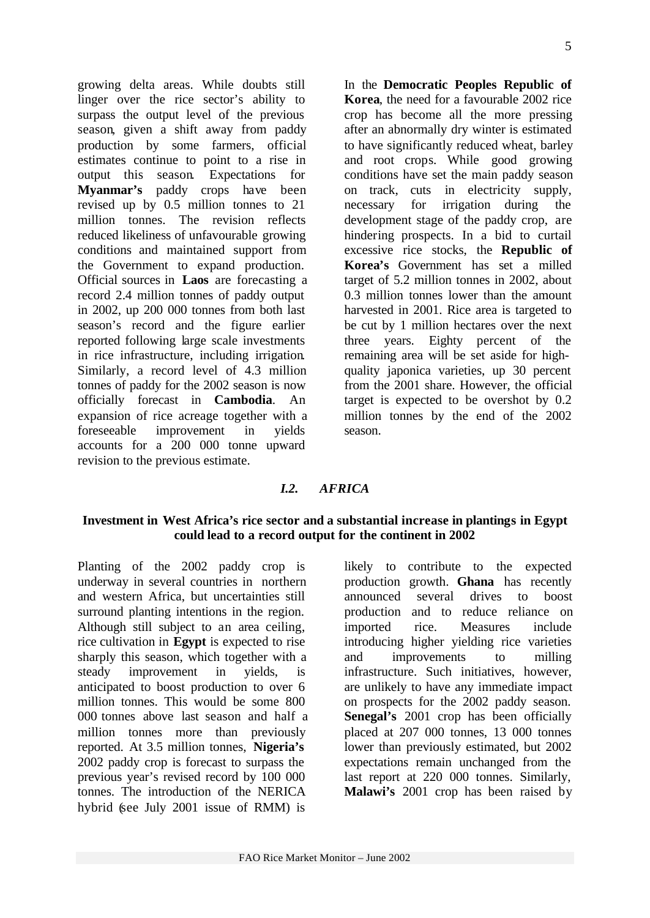growing delta areas. While doubts still linger over the rice sector's ability to surpass the output level of the previous season, given a shift away from paddy production by some farmers, official estimates continue to point to a rise in output this season. Expectations for **Myanmar's** paddy crops have been revised up by 0.5 million tonnes to 21 million tonnes. The revision reflects reduced likeliness of unfavourable growing conditions and maintained support from the Government to expand production. Official sources in **Laos** are forecasting a record 2.4 million tonnes of paddy output in 2002, up 200 000 tonnes from both last season's record and the figure earlier reported following large scale investments in rice infrastructure, including irrigation. Similarly, a record level of 4.3 million tonnes of paddy for the 2002 season is now officially forecast in **Cambodia**. An expansion of rice acreage together with a foreseeable improvement in yields accounts for a 200 000 tonne upward revision to the previous estimate.

In the **Democratic Peoples Republic of Korea**, the need for a favourable 2002 rice crop has become all the more pressing after an abnormally dry winter is estimated to have significantly reduced wheat, barley and root crops. While good growing conditions have set the main paddy season on track, cuts in electricity supply, necessary for irrigation during the development stage of the paddy crop, are hindering prospects. In a bid to curtail excessive rice stocks, the **Republic of Korea's** Government has set a milled target of 5.2 million tonnes in 2002, about 0.3 million tonnes lower than the amount harvested in 2001. Rice area is targeted to be cut by 1 million hectares over the next three years. Eighty percent of the remaining area will be set aside for high-quality japonica varieties, up 30 percent from the 2001 share. However, the official target is expected to be overshot by 0.2 million tonnes by the end of the 2002 season.

## *I.2. AFRICA*

**Investment in West Africa's rice sector and a substantial increase in plantings in Egypt could lead to a record output for the continent in 2002**

Planting of the 2002 paddy crop is underway in several countries in northern and western Africa, but uncertainties still surround planting intentions in the region. Although still subject to an area ceiling, rice cultivation in **Egypt** is expected to rise sharply this season, which together with a steady improvement in yields, is anticipated to boost production to over 6 million tonnes. This would be some 800 000 tonnes above last season and half a million tonnes more than previously reported. At 3.5 million tonnes, **Nigeria's** 2002 paddy crop is forecast to surpass the previous year's revised record by 100 000 tonnes. The introduction of the NERICA hybrid (see July 2001 issue of RMM) is likely to contribute to the expected production growth. **Ghana** has recently announced several drives to boost production and to reduce reliance on imported rice. Measures include introducing higher yielding rice varieties and improvements to milling infrastructure. Such initiatives, however, are unlikely to have any immediate impact on prospects for the 2002 paddy season. **Senegal's** 2001 crop has been officially placed at 207 000 tonnes, 13 000 tonnes lower than previously estimated, but 2002 expectations remain unchanged from the last report at 220 000 tonnes. Similarly, **Malawi's** 2001 crop has been raised by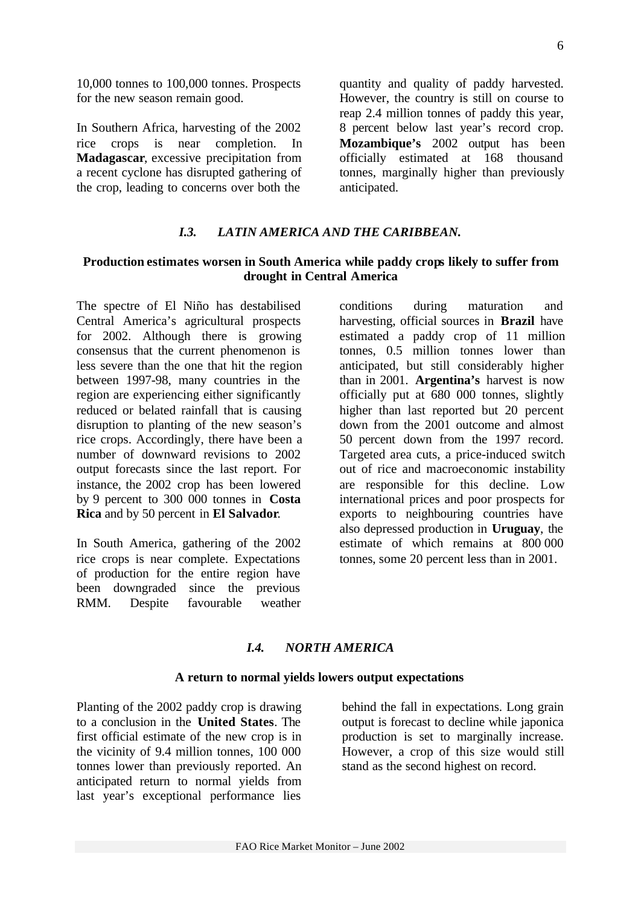10,000 tonnes to 100,000 tonnes. Prospects for the new season remain good.

In Southern Africa, harvesting of the 2002 rice crops is near completion. In **Madagascar**, excessive precipitation from a recent cyclone has disrupted gathering of the crop, leading to concerns over both the quantity and quality of paddy harvested. However, the country is still on course to reap 2.4 million tonnes of paddy this year, 8 percent below last year's record crop. **Mozambique's** 2002 output has been officially estimated at 168 thousand tonnes, marginally higher than previously anticipated.

### *I.3. LATIN AMERICA AND THE CARIBBEAN.*

**Production estimates worsen in South America while paddy crops likely to suffer from drought in Central America**

The spectre of El Niño has destabilised Central America's agricultural prospects for 2002. Although there is growing consensus that the current phenomenon is less severe than the one that hit the region between 1997-98, many countries in the region are experiencing either significantly reduced or belated rainfall that is causing disruption to planting of the new season's rice crops. Accordingly, there have been a number of downward revisions to 2002 output forecasts since the last report. For instance, the 2002 crop has been lowered by 9 percent to 300 000 tonnes in **Costa Rica** and by 50 percent in **El Salvador**.

In South America, gathering of the 2002 rice crops is near complete. Expectations of production for the entire region have been downgraded since the previous RMM. Despite favourable weather conditions during maturation and harvesting, official sources in **Brazil** have estimated a paddy crop of 11 million tonnes, 0.5 million tonnes lower than anticipated, but still considerably higher than in 2001. **Argentina's** harvest is now officially put at 680 000 tonnes, slightly higher than last reported but 20 percent down from the 2001 outcome and almost 50 percent down from the 1997 record. Targeted area cuts, a price-induced switch out of rice and macroeconomic instability are responsible for this decline. Low international prices and poor prospects for exports to neighbouring countries have also depressed production in **Uruguay**, the estimate of which remains at 800 000 tonnes, some 20 percent less than in 2001.

### *I.4. NORTH AMERICA*

**A return to normal yields lowers output expectations**

Planting of the 2002 paddy crop is drawing to a conclusion in the **United States**. The first official estimate of the new crop is in the vicinity of 9.4 million tonnes, 100 000 tonnes lower than previously reported. An anticipated return to normal yields from last year's exceptional performance lies behind the fall in expectations. Long grain output is forecast to decline while japonica production is set to marginally increase. However, a crop of this size would still stand as the second highest on record.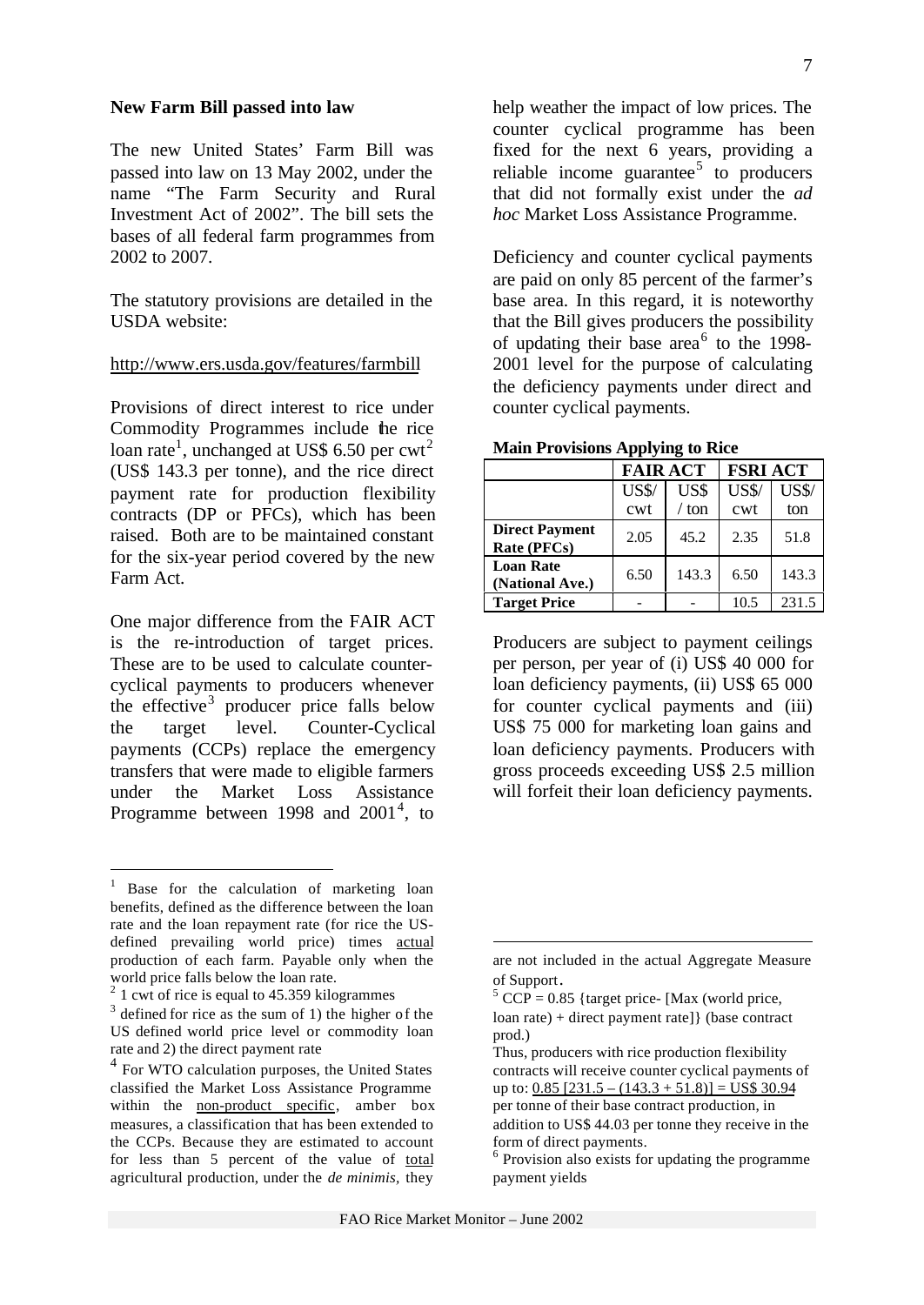## New Farm Bill passed into law

The new United States' Farm Bill was passed into law on 13 May 2002, under the name "The Farm Security and Rural Investment Act of 2002". The bill sets the bases of all federal farm programmes from 2002 to 2007.

The statutory provisions are detailed in the USDA website:

http://www.ers.usda.gov/features/farmbill

Provisions of direct interest to rice under Commodity Programmes include the rice loan rate[1], unchanged at US$ 6.50 per cwt[2] (US$ 143.3 per tonne), and the rice direct payment rate for production flexibility contracts (DP or PFCs), which has been raised. Both are to be maintained constant for the six-year period covered by the new Farm Act.

One major difference from the FAIR ACT is the re-introduction of target prices. These are to be used to calculate counter-cyclical payments to producers whenever the effective[3] producer price falls below the target level. Counter-Cyclical payments (CCPs) replace the emergency transfers that were made to eligible farmers under the Market Loss Assistance Programme between 1998 and 2001[4], to help weather the impact of low prices. The counter cyclical programme has been fixed for the next 6 years, providing a reliable income guarantee[5] to producers that did not formally exist under the *ad hoc* Market Loss Assistance Programme.

Deficiency and counter cyclical payments are paid on only 85 percent of the farmer's base area. In this regard, it is noteworthy that the Bill gives producers the possibility of updating their base area[6] to the 1998-2001 level for the purpose of calculating the deficiency payments under direct and counter cyclical payments.

**Main Provisions Applying to Rice**

| | **FAIR ACT** | | **FSRI ACT** | |
|---|---|---|---|---|
| | US$/ cwt | US$ / ton | US$/ cwt | US$/ ton |
| **Direct Payment Rate (PFCs)** | 2.05 | 45.2 | 2.35 | 51.8 |
| **Loan Rate (National Ave.)** | 6.50 | 143.3 | 6.50 | 143.3 |
| **Target Price** | - | - | 10.5 | 231.5 |

Producers are subject to payment ceilings per person, per year of (i) US$ 40 000 for loan deficiency payments, (ii) US$ 65 000 for counter cyclical payments and (iii) US$ 75 000 for marketing loan gains and loan deficiency payments. Producers with gross proceeds exceeding US$ 2.5 million will forfeit their loan deficiency payments.

---

[1] Base for the calculation of marketing loan benefits, defined as the difference between the loan rate and the loan repayment rate (for rice the US-defined prevailing world price) times actual production of each farm. Payable only when the world price falls below the loan rate.

[2] 1 cwt of rice is equal to 45.359 kilogrammes

[3] defined for rice as the sum of 1) the higher of the US defined world price level or commodity loan rate and 2) the direct payment rate

[4] For WTO calculation purposes, the United States classified the Market Loss Assistance Programme within the non-product specific, amber box measures, a classification that has been extended to the CCPs. Because they are estimated to account for less than 5 percent of the value of total agricultural production, under the *de minimis,* they are not included in the actual Aggregate Measure of Support.

[5] CCP = 0.85 {target price- [Max (world price, loan rate) + direct payment rate]} (base contract prod.)

Thus, producers with rice production flexibility contracts will receive counter cyclical payments of up to: 0.85 [231.5 – (143.3 + 51.8)] = US$ 30.94 per tonne of their base contract production, in addition to US$ 44.03 per tonne they receive in the form of direct payments.

[6] Provision also exists for updating the programme payment yields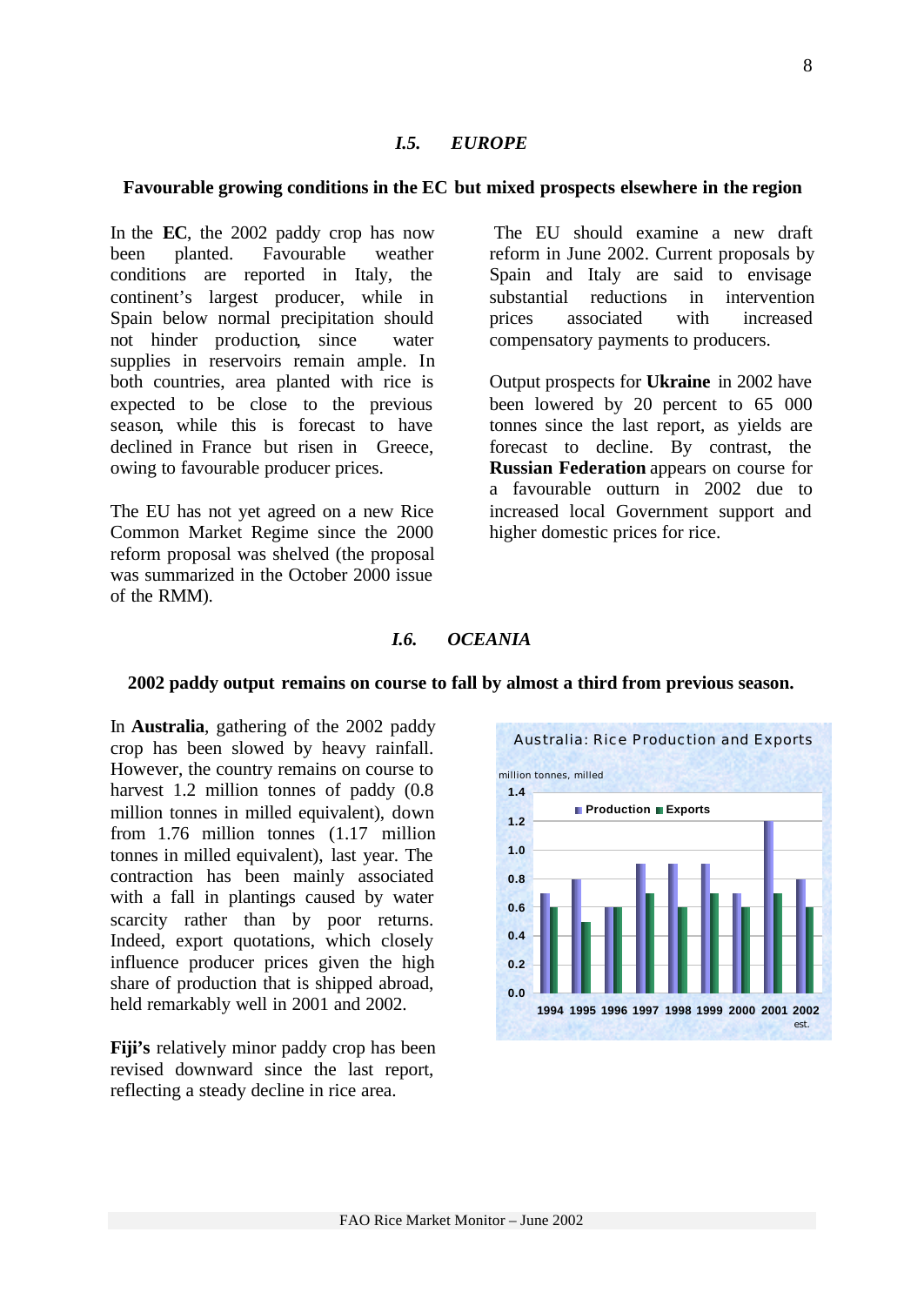## *I.5. EUROPE*

### Favourable growing conditions in the EC but mixed prospects elsewhere in the region

In the **EC**, the 2002 paddy crop has now been planted. Favourable weather conditions are reported in Italy, the continent's largest producer, while in Spain below normal precipitation should not hinder production, since water supplies in reservoirs remain ample. In both countries, area planted with rice is expected to be close to the previous season, while this is forecast to have declined in France but risen in Greece, owing to favourable producer prices.

The EU has not yet agreed on a new Rice Common Market Regime since the 2000 reform proposal was shelved (the proposal was summarized in the October 2000 issue of the RMM).

The EU should examine a new draft reform in June 2002. Current proposals by Spain and Italy are said to envisage substantial reductions in intervention prices associated with increased compensatory payments to producers.

Output prospects for **Ukraine** in 2002 have been lowered by 20 percent to 65 000 tonnes since the last report, as yields are forecast to decline. By contrast, the **Russian Federation** appears on course for a favourable outturn in 2002 due to increased local Government support and higher domestic prices for rice.

## *I.6. OCEANIA*

### 2002 paddy output remains on course to fall by almost a third from previous season.

In **Australia**, gathering of the 2002 paddy crop has been slowed by heavy rainfall. However, the country remains on course to harvest 1.2 million tonnes of paddy (0.8 million tonnes in milled equivalent), down from 1.76 million tonnes (1.17 million tonnes in milled equivalent), last year. The contraction has been mainly associated with a fall in plantings caused by water scarcity rather than by poor returns. Indeed, export quotations, which closely influence producer prices given the high share of production that is shipped abroad, held remarkably well in 2001 and 2002.

**Fiji's** relatively minor paddy crop has been revised downward since the last report, reflecting a steady decline in rice area.

**Australia: Rice Production and Exports**

million tonnes, milled

| | 1994 | 1995 | 1996 | 1997 | 1998 | 1999 | 2000 | 2001 | 2002 est. |
|---|---|---|---|---|---|---|---|---|---|
| Production | 0.7 | 0.8 | 0.6 | 0.9 | 0.9 | 0.9 | 0.7 | 1.2 | 0.8 |
| Exports | 0.6 | 0.5 | 0.6 | 0.7 | 0.6 | 0.7 | 0.6 | 0.7 | 0.6 |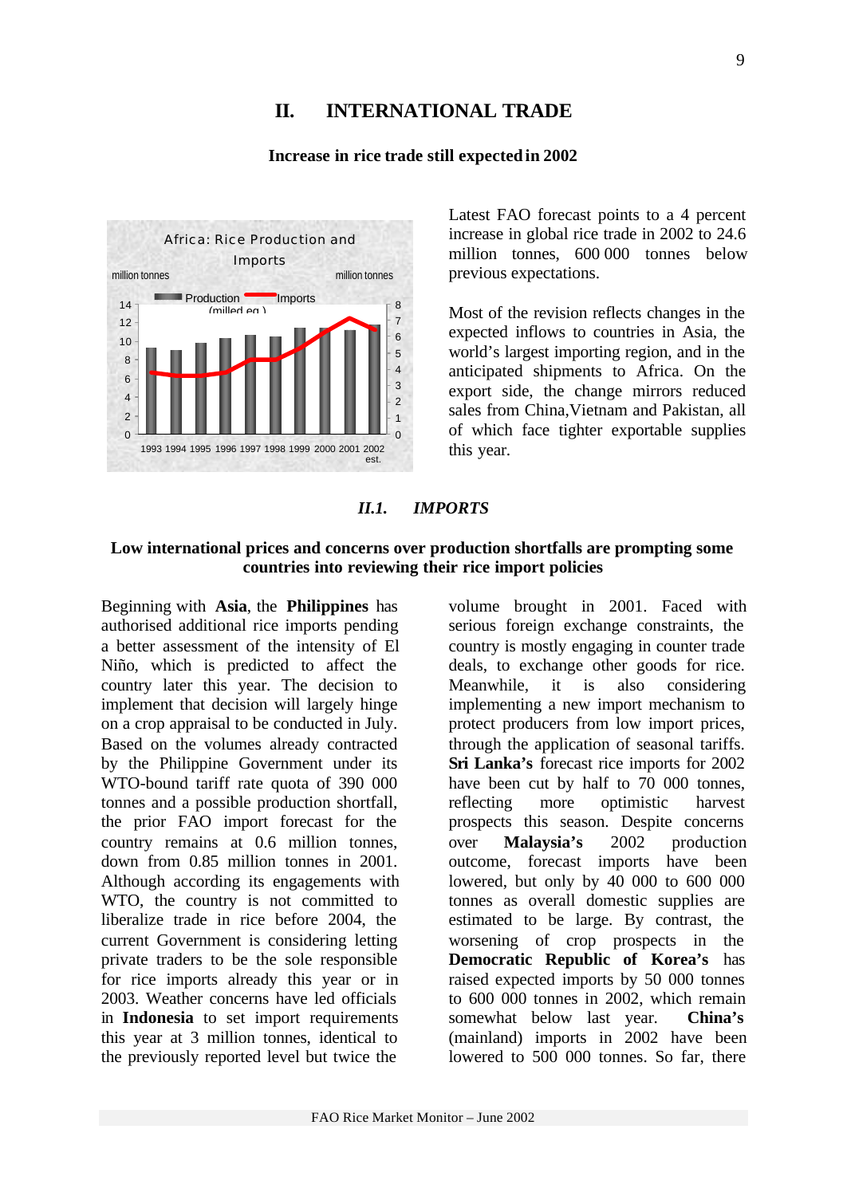## II. INTERNATIONAL TRADE

**Increase in rice trade still expected in 2002**

Africa: Rice Production and Imports

million tonnes | million tonnes

Production (milled eq.) | Imports

Latest FAO forecast points to a 4 percent increase in global rice trade in 2002 to 24.6 million tonnes, 600 000 tonnes below previous expectations.

Most of the revision reflects changes in the expected inflows to countries in Asia, the world's largest importing region, and in the anticipated shipments to Africa. On the export side, the change mirrors reduced sales from China,Vietnam and Pakistan, all of which face tighter exportable supplies this year.

### *II.1. IMPORTS*

**Low international prices and concerns over production shortfalls are prompting some countries into reviewing their rice import policies**

Beginning with **Asia**, the **Philippines** has authorised additional rice imports pending a better assessment of the intensity of El Niño, which is predicted to affect the country later this year. The decision to implement that decision will largely hinge on a crop appraisal to be conducted in July. Based on the volumes already contracted by the Philippine Government under its WTO-bound tariff rate quota of 390 000 tonnes and a possible production shortfall, the prior FAO import forecast for the country remains at 0.6 million tonnes, down from 0.85 million tonnes in 2001. Although according its engagements with WTO, the country is not committed to liberalize trade in rice before 2004, the current Government is considering letting private traders to be the sole responsible for rice imports already this year or in 2003. Weather concerns have led officials in **Indonesia** to set import requirements this year at 3 million tonnes, identical to the previously reported level but twice the volume brought in 2001. Faced with serious foreign exchange constraints, the country is mostly engaging in counter trade deals, to exchange other goods for rice. Meanwhile, it is also considering implementing a new import mechanism to protect producers from low import prices, through the application of seasonal tariffs. **Sri Lanka's** forecast rice imports for 2002 have been cut by half to 70 000 tonnes, reflecting more optimistic harvest prospects this season. Despite concerns over **Malaysia's** 2002 production outcome, forecast imports have been lowered, but only by 40 000 to 600 000 tonnes as overall domestic supplies are estimated to be large. By contrast, the worsening of crop prospects in the **Democratic Republic of Korea's** has raised expected imports by 50 000 tonnes to 600 000 tonnes in 2002, which remain somewhat below last year. **China's** (mainland) imports in 2002 have been lowered to 500 000 tonnes. So far, there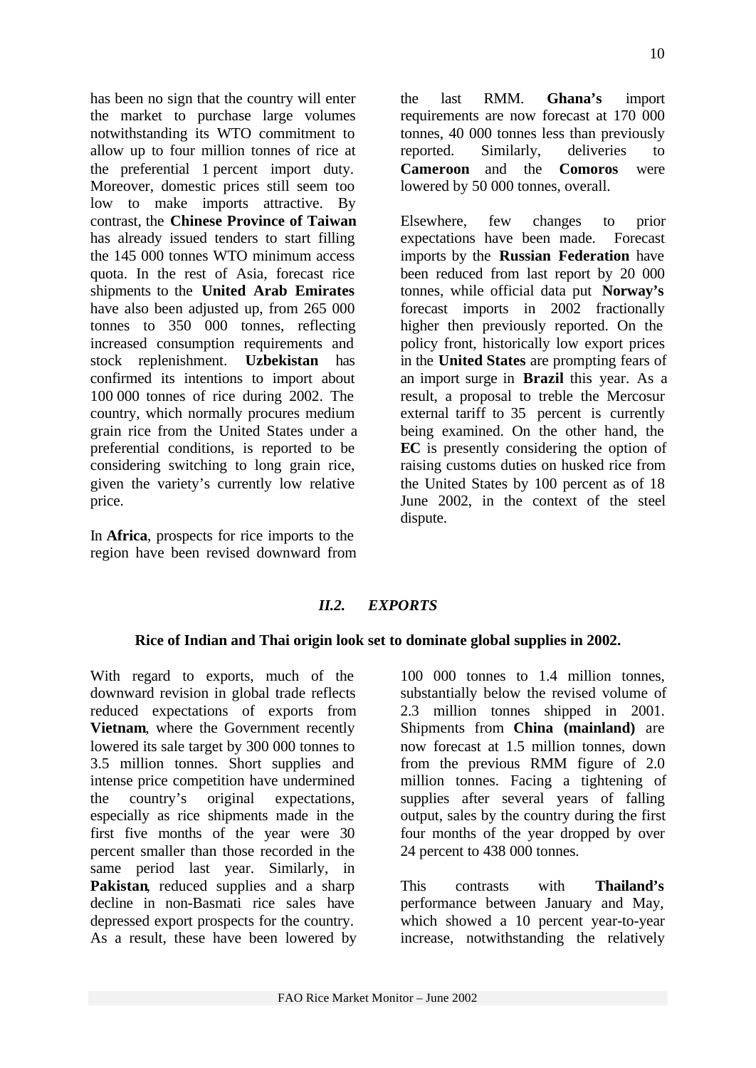has been no sign that the country will enter the market to purchase large volumes notwithstanding its WTO commitment to allow up to four million tonnes of rice at the preferential 1 percent import duty. Moreover, domestic prices still seem too low to make imports attractive. By contrast, the **Chinese Province of Taiwan** has already issued tenders to start filling the 145 000 tonnes WTO minimum access quota. In the rest of Asia, forecast rice shipments to the **United Arab Emirates** have also been adjusted up, from 265 000 tonnes to 350 000 tonnes, reflecting increased consumption requirements and stock replenishment. **Uzbekistan** has confirmed its intentions to import about 100 000 tonnes of rice during 2002. The country, which normally procures medium grain rice from the United States under a preferential conditions, is reported to be considering switching to long grain rice, given the variety's currently low relative price.

In **Africa**, prospects for rice imports to the region have been revised downward from the last RMM. **Ghana's** import requirements are now forecast at 170 000 tonnes, 40 000 tonnes less than previously reported. Similarly, deliveries to **Cameroon** and the **Comoros** were lowered by 50 000 tonnes, overall.

Elsewhere, few changes to prior expectations have been made. Forecast imports by the **Russian Federation** have been reduced from last report by 20 000 tonnes, while official data put **Norway's** forecast imports in 2002 fractionally higher then previously reported. On the policy front, historically low export prices in the **United States** are prompting fears of an import surge in **Brazil** this year. As a result, a proposal to treble the Mercosur external tariff to 35 percent is currently being examined. On the other hand, the **EC** is presently considering the option of raising customs duties on husked rice from the United States by 100 percent as of 18 June 2002, in the context of the steel dispute.

### *II.2. EXPORTS*

**Rice of Indian and Thai origin look set to dominate global supplies in 2002.**

With regard to exports, much of the downward revision in global trade reflects reduced expectations of exports from **Vietnam**, where the Government recently lowered its sale target by 300 000 tonnes to 3.5 million tonnes. Short supplies and intense price competition have undermined the country's original expectations, especially as rice shipments made in the first five months of the year were 30 percent smaller than those recorded in the same period last year. Similarly, in **Pakistan**, reduced supplies and a sharp decline in non-Basmati rice sales have depressed export prospects for the country. As a result, these have been lowered by 100 000 tonnes to 1.4 million tonnes, substantially below the revised volume of 2.3 million tonnes shipped in 2001. Shipments from **China (mainland)** are now forecast at 1.5 million tonnes, down from the previous RMM figure of 2.0 million tonnes. Facing a tightening of supplies after several years of falling output, sales by the country during the first four months of the year dropped by over 24 percent to 438 000 tonnes.

This contrasts with **Thailand's** performance between January and May, which showed a 10 percent year-to-year increase, notwithstanding the relatively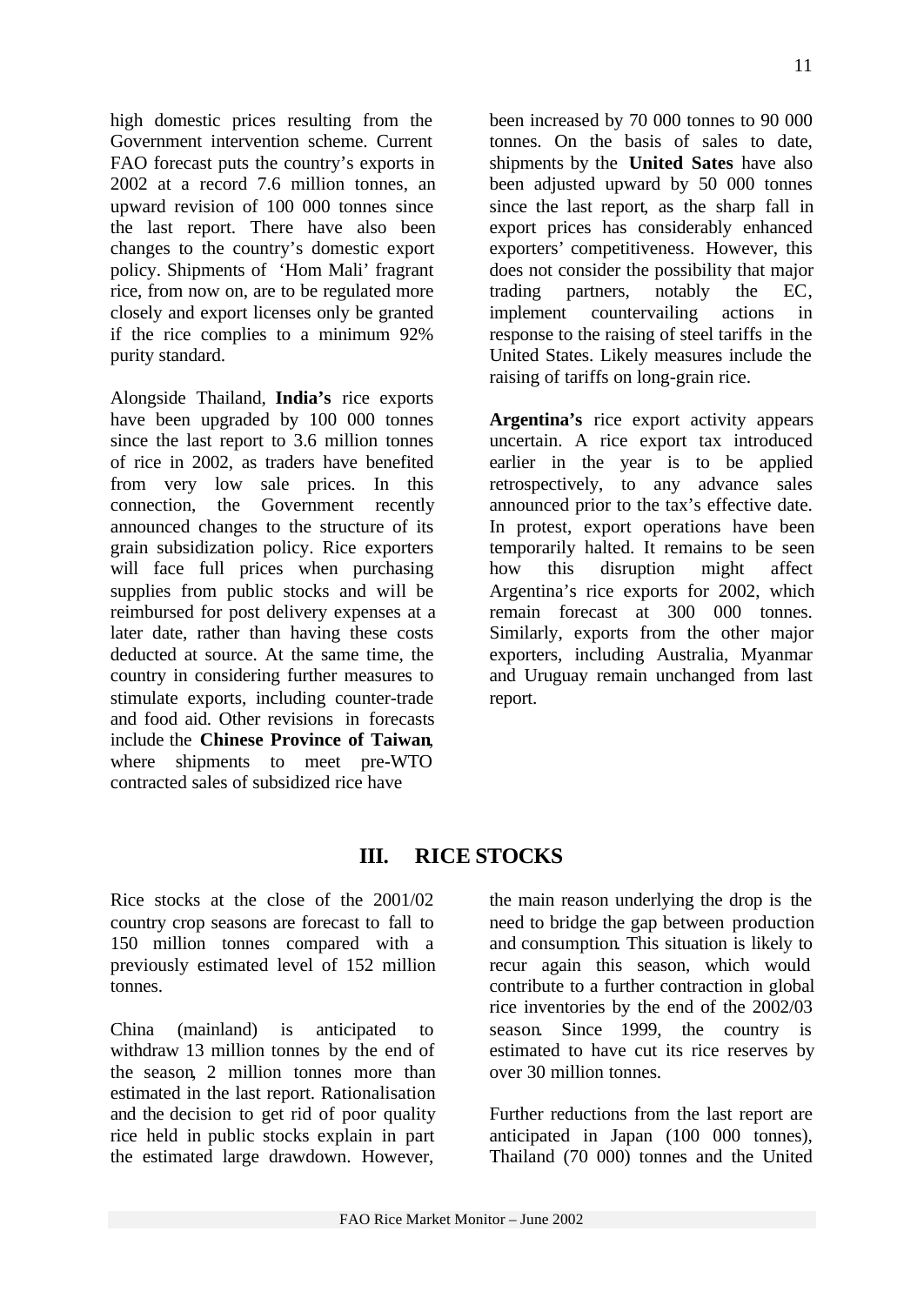high domestic prices resulting from the Government intervention scheme. Current FAO forecast puts the country's exports in 2002 at a record 7.6 million tonnes, an upward revision of 100 000 tonnes since the last report. There have also been changes to the country's domestic export policy. Shipments of 'Hom Mali' fragrant rice, from now on, are to be regulated more closely and export licenses only be granted if the rice complies to a minimum 92% purity standard.

Alongside Thailand, **India's** rice exports have been upgraded by 100 000 tonnes since the last report to 3.6 million tonnes of rice in 2002, as traders have benefited from very low sale prices. In this connection, the Government recently announced changes to the structure of its grain subsidization policy. Rice exporters will face full prices when purchasing supplies from public stocks and will be reimbursed for post delivery expenses at a later date, rather than having these costs deducted at source. At the same time, the country in considering further measures to stimulate exports, including counter-trade and food aid. Other revisions in forecasts include the **Chinese Province of Taiwan**, where shipments to meet pre-WTO contracted sales of subsidized rice have been increased by 70 000 tonnes to 90 000 tonnes. On the basis of sales to date, shipments by the **United Sates** have also been adjusted upward by 50 000 tonnes since the last report, as the sharp fall in export prices has considerably enhanced exporters' competitiveness. However, this does not consider the possibility that major trading partners, notably the EC, implement countervailing actions in response to the raising of steel tariffs in the United States. Likely measures include the raising of tariffs on long-grain rice.

**Argentina's** rice export activity appears uncertain. A rice export tax introduced earlier in the year is to be applied retrospectively, to any advance sales announced prior to the tax's effective date. In protest, export operations have been temporarily halted. It remains to be seen how this disruption might affect Argentina's rice exports for 2002, which remain forecast at 300 000 tonnes. Similarly, exports from the other major exporters, including Australia, Myanmar and Uruguay remain unchanged from last report.

## III. RICE STOCKS

Rice stocks at the close of the 2001/02 country crop seasons are forecast to fall to 150 million tonnes compared with a previously estimated level of 152 million tonnes.

China (mainland) is anticipated to withdraw 13 million tonnes by the end of the season, 2 million tonnes more than estimated in the last report. Rationalisation and the decision to get rid of poor quality rice held in public stocks explain in part the estimated large drawdown. However, the main reason underlying the drop is the need to bridge the gap between production and consumption. This situation is likely to recur again this season, which would contribute to a further contraction in global rice inventories by the end of the 2002/03 season. Since 1999, the country is estimated to have cut its rice reserves by over 30 million tonnes.

Further reductions from the last report are anticipated in Japan (100 000 tonnes), Thailand (70 000) tonnes and the United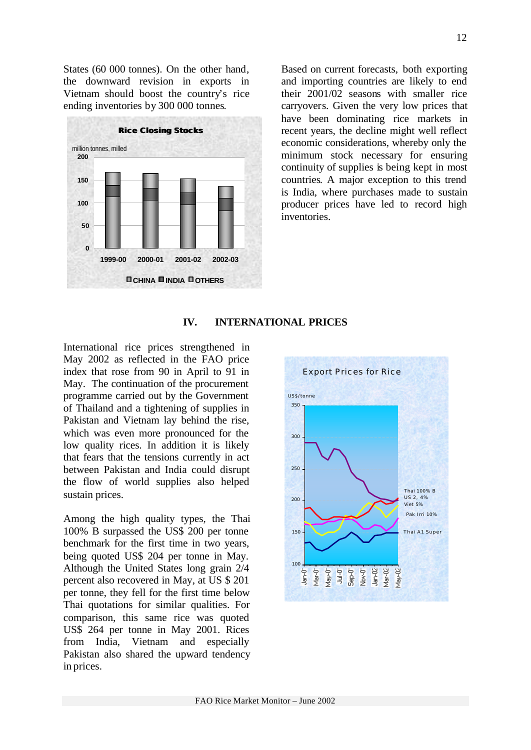States (60 000 tonnes). On the other hand, the downward revision in exports in Vietnam should boost the country's rice ending inventories by 300 000 tonnes.

Based on current forecasts, both exporting and importing countries are likely to end their 2001/02 seasons with smaller rice carryovers. Given the very low prices that have been dominating rice markets in recent years, the decline might well reflect economic considerations, whereby only the minimum stock necessary for ensuring continuity of supplies is being kept in most countries. A major exception to this trend is India, where purchases made to sustain producer prices have led to record high inventories.

## IV. INTERNATIONAL PRICES

International rice prices strengthened in May 2002 as reflected in the FAO price index that rose from 90 in April to 91 in May. The continuation of the procurement programme carried out by the Government of Thailand and a tightening of supplies in Pakistan and Vietnam lay behind the rise, which was even more pronounced for the low quality rices. In addition it is likely that fears that the tensions currently in act between Pakistan and India could disrupt the flow of world supplies also helped sustain prices.

Among the high quality types, the Thai 100% B surpassed the US$ 200 per tonne benchmark for the first time in two years, being quoted US$ 204 per tonne in May. Although the United States long grain 2/4 percent also recovered in May, at US $ 201 per tonne, they fell for the first time below Thai quotations for similar qualities. For comparison, this same rice was quoted US$ 264 per tonne in May 2001. Rices from India, Vietnam and especially Pakistan also shared the upward tendency in prices.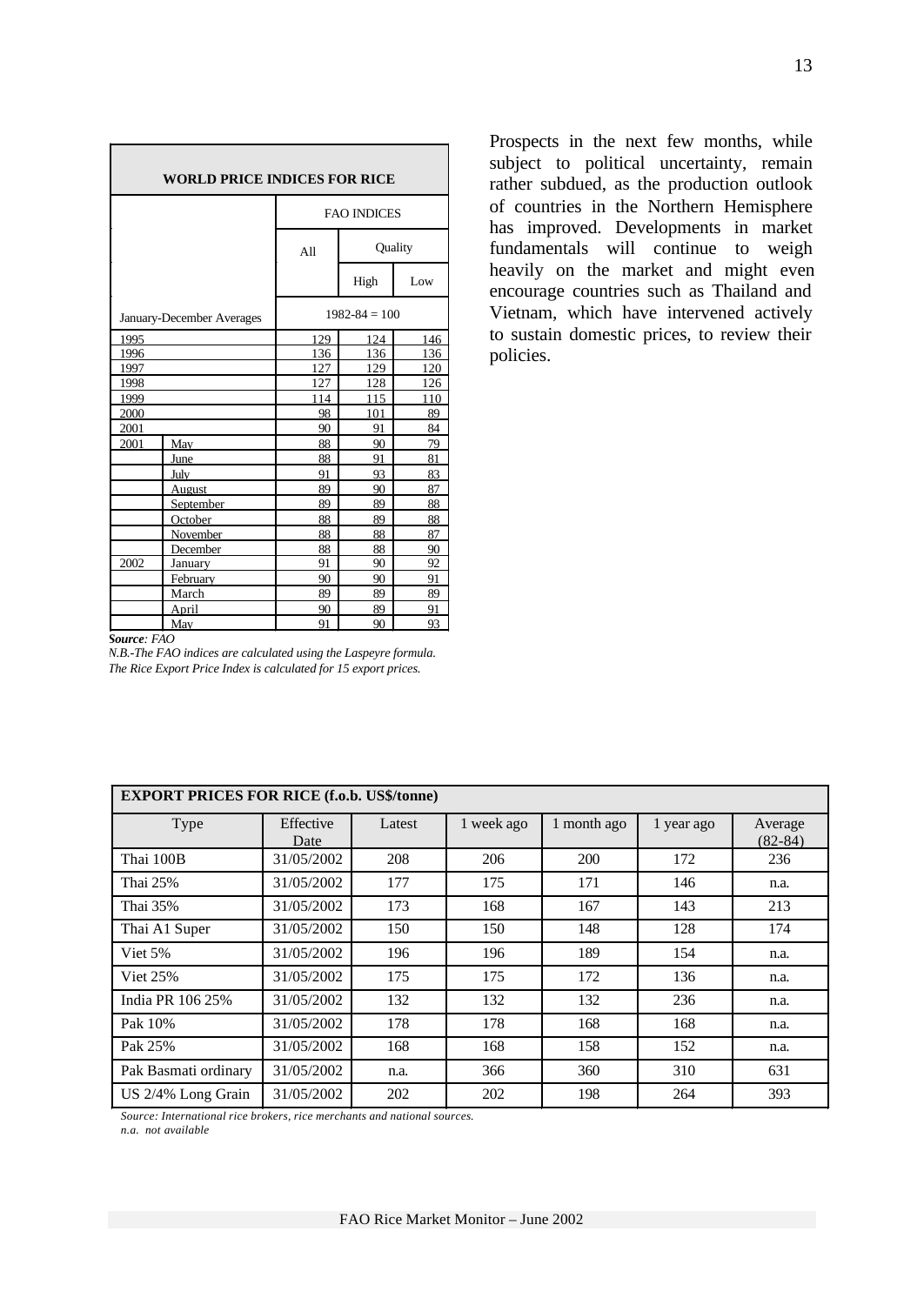| WORLD PRICE INDICES FOR RICE | | | | |
|---|---|---|---|---|
| | | FAO INDICES | | |
| | | All | Quality | |
| | | | High | Low |
| January-December Averages | | 1982-84 = 100 | | |
| 1995 | | 129 | 124 | 146 |
| 1996 | | 136 | 136 | 136 |
| 1997 | | 127 | 129 | 120 |
| 1998 | | 127 | 128 | 126 |
| 1999 | | 114 | 115 | 110 |
| 2000 | | 98 | 101 | 89 |
| 2001 | | 90 | 91 | 84 |
| 2001 | May | 88 | 90 | 79 |
| | June | 88 | 91 | 81 |
| | July | 91 | 93 | 83 |
| | August | 89 | 90 | 87 |
| | September | 89 | 89 | 88 |
| | October | 88 | 89 | 88 |
| | November | 88 | 88 | 87 |
| | December | 88 | 88 | 90 |
| 2002 | January | 91 | 90 | 92 |
| | February | 90 | 90 | 91 |
| | March | 89 | 89 | 89 |
| | April | 90 | 89 | 91 |
| | May | 91 | 90 | 93 |

***Source**: FAO*

*N.B.-The FAO indices are calculated using the Laspeyre formula.*
*The Rice Export Price Index is calculated for 15 export prices.*

Prospects in the next few months, while subject to political uncertainty, remain rather subdued, as the production outlook of countries in the Northern Hemisphere has improved. Developments in market fundamentals will continue to weigh heavily on the market and might even encourage countries such as Thailand and Vietnam, which have intervened actively to sustain domestic prices, to review their policies.

| EXPORT PRICES FOR RICE (f.o.b. US$/tonne) | | | | | | |
|---|---|---|---|---|---|---|
| Type | Effective Date | Latest | 1 week ago | 1 month ago | 1 year ago | Average (82-84) |
| Thai 100B | 31/05/2002 | 208 | 206 | 200 | 172 | 236 |
| Thai 25% | 31/05/2002 | 177 | 175 | 171 | 146 | n.a. |
| Thai 35% | 31/05/2002 | 173 | 168 | 167 | 143 | 213 |
| Thai A1 Super | 31/05/2002 | 150 | 150 | 148 | 128 | 174 |
| Viet 5% | 31/05/2002 | 196 | 196 | 189 | 154 | n.a. |
| Viet 25% | 31/05/2002 | 175 | 175 | 172 | 136 | n.a. |
| India PR 106 25% | 31/05/2002 | 132 | 132 | 132 | 236 | n.a. |
| Pak 10% | 31/05/2002 | 178 | 178 | 168 | 168 | n.a. |
| Pak 25% | 31/05/2002 | 168 | 168 | 158 | 152 | n.a. |
| Pak Basmati ordinary | 31/05/2002 | n.a. | 366 | 360 | 310 | 631 |
| US 2/4% Long Grain | 31/05/2002 | 202 | 202 | 198 | 264 | 393 |

*Source: International rice brokers, rice merchants and national sources.*
*n.a. not available*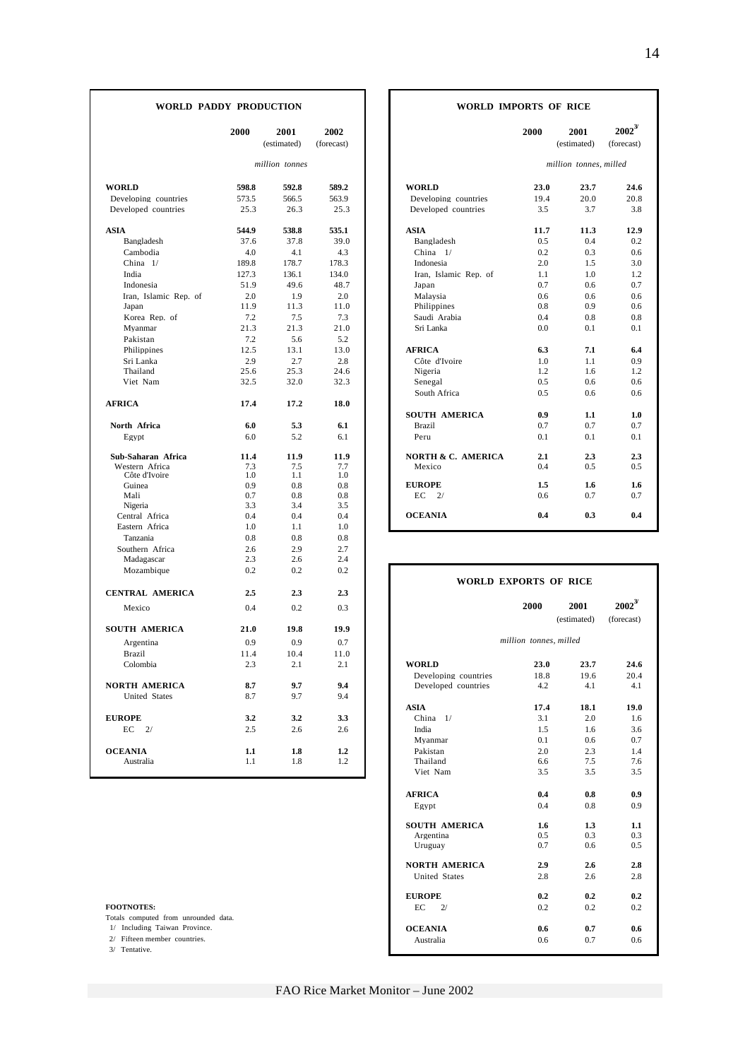## WORLD PADDY PRODUCTION

| | 2000 | 2001 (estimated) | 2002 (forecast) |
|---|---|---|---|
| | | *million tonnes* | |
| **WORLD** | **598.8** | **592.8** | **589.2** |
| Developing countries | 573.5 | 566.5 | 563.9 |
| Developed countries | 25.3 | 26.3 | 25.3 |
| **ASIA** | **544.9** | **538.8** | **535.1** |
| Bangladesh | 37.6 | 37.8 | 39.0 |
| Cambodia | 4.0 | 4.1 | 4.3 |
| China 1/ | 189.8 | 178.7 | 178.3 |
| India | 127.3 | 136.1 | 134.0 |
| Indonesia | 51.9 | 49.6 | 48.7 |
| Iran, Islamic Rep. of | 2.0 | 1.9 | 2.0 |
| Japan | 11.9 | 11.3 | 11.0 |
| Korea Rep. of | 7.2 | 7.5 | 7.3 |
| Myanmar | 21.3 | 21.3 | 21.0 |
| Pakistan | 7.2 | 5.6 | 5.2 |
| Philippines | 12.5 | 13.1 | 13.0 |
| Sri Lanka | 2.9 | 2.7 | 2.8 |
| Thailand | 25.6 | 25.3 | 24.6 |
| Viet Nam | 32.5 | 32.0 | 32.3 |
| **AFRICA** | **17.4** | **17.2** | **18.0** |
| **North Africa** | **6.0** | **5.3** | **6.1** |
| Egypt | 6.0 | 5.2 | 6.1 |
| **Sub-Saharan Africa** | **11.4** | **11.9** | **11.9** |
| Western Africa | 7.3 | 7.5 | 7.7 |
| Côte d'Ivoire | 1.0 | 1.1 | 1.0 |
| Guinea | 0.9 | 0.8 | 0.8 |
| Mali | 0.7 | 0.8 | 0.8 |
| Nigeria | 3.3 | 3.4 | 3.5 |
| Central Africa | 0.4 | 0.4 | 0.4 |
| Eastern Africa | 1.0 | 1.1 | 1.0 |
| Tanzania | 0.8 | 0.8 | 0.8 |
| Southern Africa | 2.6 | 2.9 | 2.7 |
| Madagascar | 2.3 | 2.6 | 2.4 |
| Mozambique | 0.2 | 0.2 | 0.2 |
| **CENTRAL AMERICA** | **2.5** | **2.3** | **2.3** |
| Mexico | 0.4 | 0.2 | 0.3 |
| **SOUTH AMERICA** | **21.0** | **19.8** | **19.9** |
| Argentina | 0.9 | 0.9 | 0.7 |
| Brazil | 11.4 | 10.4 | 11.0 |
| Colombia | 2.3 | 2.1 | 2.1 |
| **NORTH AMERICA** | **8.7** | **9.7** | **9.4** |
| United States | 8.7 | 9.7 | 9.4 |
| **EUROPE** | **3.2** | **3.2** | **3.3** |
| EC 2/ | 2.5 | 2.6 | 2.6 |
| **OCEANIA** | **1.1** | **1.8** | **1.2** |
| Australia | 1.1 | 1.8 | 1.2 |

## WORLD IMPORTS OF RICE

| | 2000 | 2001 (estimated) | 2002 3/ (forecast) |
|---|---|---|---|
| | | *million tonnes, milled* | |
| **WORLD** | **23.0** | **23.7** | **24.6** |
| Developing countries | 19.4 | 20.0 | 20.8 |
| Developed countries | 3.5 | 3.7 | 3.8 |
| **ASIA** | **11.7** | **11.3** | **12.9** |
| Bangladesh | 0.5 | 0.4 | 0.2 |
| China 1/ | 0.2 | 0.3 | 0.6 |
| Indonesia | 2.0 | 1.5 | 3.0 |
| Iran, Islamic Rep. of | 1.1 | 1.0 | 1.2 |
| Japan | 0.7 | 0.6 | 0.7 |
| Malaysia | 0.6 | 0.6 | 0.6 |
| Philippines | 0.8 | 0.9 | 0.6 |
| Saudi Arabia | 0.4 | 0.8 | 0.8 |
| Sri Lanka | 0.0 | 0.1 | 0.1 |
| **AFRICA** | **6.3** | **7.1** | **6.4** |
| Côte d'Ivoire | 1.0 | 1.1 | 0.9 |
| Nigeria | 1.2 | 1.6 | 1.2 |
| Senegal | 0.5 | 0.6 | 0.6 |
| South Africa | 0.5 | 0.6 | 0.6 |
| **SOUTH AMERICA** | **0.9** | **1.1** | **1.0** |
| Brazil | 0.7 | 0.7 | 0.7 |
| Peru | 0.1 | 0.1 | 0.1 |
| **NORTH & C. AMERICA** | **2.1** | **2.3** | **2.3** |
| Mexico | 0.4 | 0.5 | 0.5 |
| **EUROPE** | **1.5** | **1.6** | **1.6** |
| EC 2/ | 0.6 | 0.7 | 0.7 |
| **OCEANIA** | **0.4** | **0.3** | **0.4** |

## WORLD EXPORTS OF RICE

| | 2000 | 2001 (estimated) | 2002 3/ (forecast) |
|---|---|---|---|
| | *million tonnes, milled* | | |
| **WORLD** | **23.0** | **23.7** | **24.6** |
| Developing countries | 18.8 | 19.6 | 20.4 |
| Developed countries | 4.2 | 4.1 | 4.1 |
| **ASIA** | **17.4** | **18.1** | **19.0** |
| China 1/ | 3.1 | 2.0 | 1.6 |
| India | 1.5 | 1.6 | 3.6 |
| Myanmar | 0.1 | 0.6 | 0.7 |
| Pakistan | 2.0 | 2.3 | 1.4 |
| Thailand | 6.6 | 7.5 | 7.6 |
| Viet Nam | 3.5 | 3.5 | 3.5 |
| **AFRICA** | **0.4** | **0.8** | **0.9** |
| Egypt | 0.4 | 0.8 | 0.9 |
| **SOUTH AMERICA** | **1.6** | **1.3** | **1.1** |
| Argentina | 0.5 | 0.3 | 0.3 |
| Uruguay | 0.7 | 0.6 | 0.5 |
| **NORTH AMERICA** | **2.9** | **2.6** | **2.8** |
| United States | 2.8 | 2.6 | 2.8 |
| **EUROPE** | **0.2** | **0.2** | **0.2** |
| EC 2/ | 0.2 | 0.2 | 0.2 |
| **OCEANIA** | **0.6** | **0.7** | **0.6** |
| Australia | 0.6 | 0.7 | 0.6 |

**FOOTNOTES:**

Totals computed from unrounded data.

1/ Including Taiwan Province.

2/ Fifteen member countries.

3/ Tentative.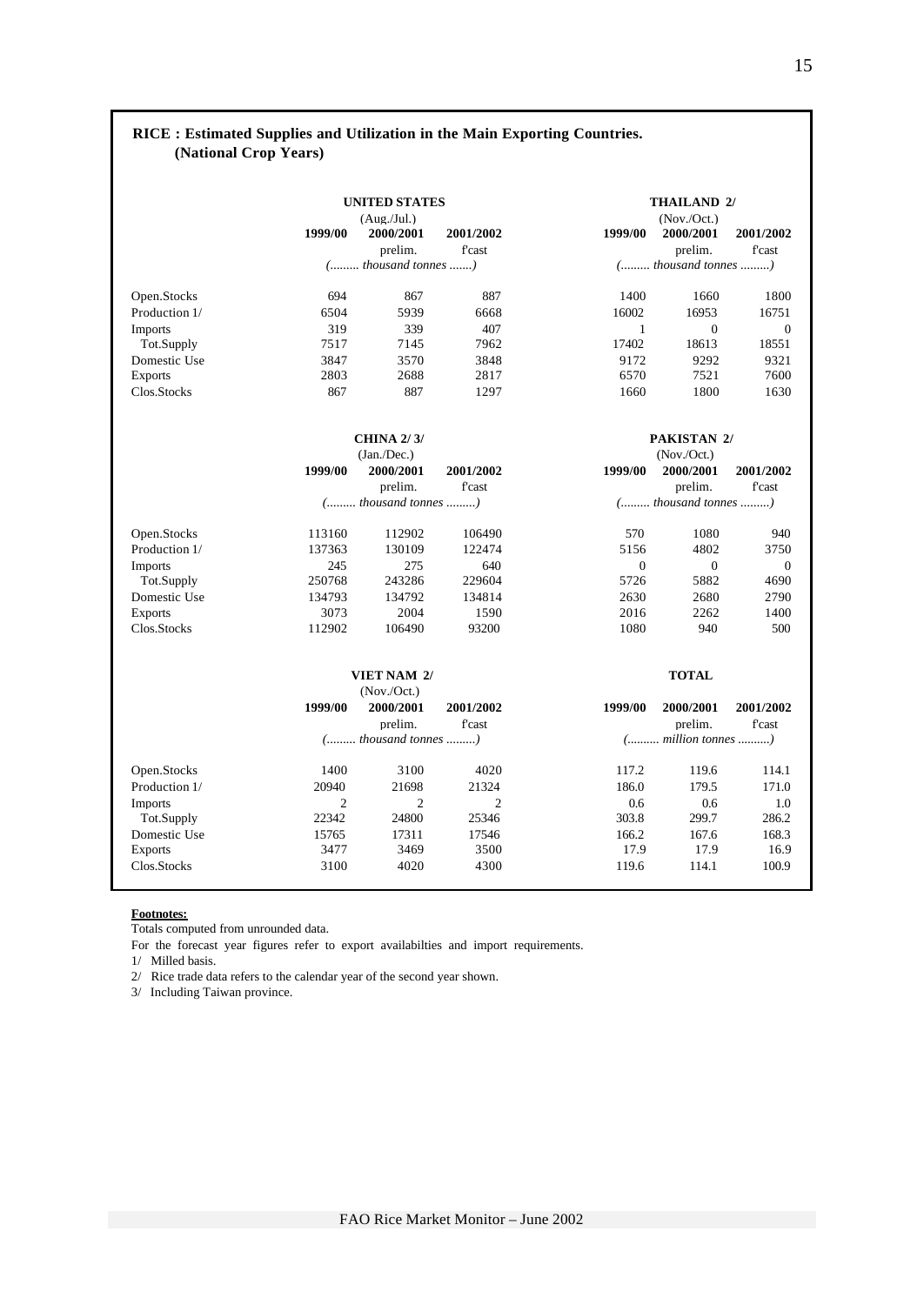## RICE : Estimated Supplies and Utilization in the Main Exporting Countries. (National Crop Years)

| | UNITED STATES (Aug./Jul.) | | | THAILAND 2/ (Nov./Oct.) | | |
|---|---|---|---|---|---|---|
| | 1999/00 | 2000/2001 prelim. | 2001/2002 f'cast | 1999/00 | 2000/2001 prelim. | 2001/2002 f'cast |
| | (......... thousand tonnes .......) | | | (......... thousand tonnes .........) | | |
| Open.Stocks | 694 | 867 | 887 | 1400 | 1660 | 1800 |
| Production 1/ | 6504 | 5939 | 6668 | 16002 | 16953 | 16751 |
| Imports | 319 | 339 | 407 | 1 | 0 | 0 |
| Tot.Supply | 7517 | 7145 | 7962 | 17402 | 18613 | 18551 |
| Domestic Use | 3847 | 3570 | 3848 | 9172 | 9292 | 9321 |
| Exports | 2803 | 2688 | 2817 | 6570 | 7521 | 7600 |
| Clos.Stocks | 867 | 887 | 1297 | 1660 | 1800 | 1630 |

| | CHINA 2/ 3/ (Jan./Dec.) | | | PAKISTAN 2/ (Nov./Oct.) | | |
|---|---|---|---|---|---|---|
| | 1999/00 | 2000/2001 prelim. | 2001/2002 f'cast | 1999/00 | 2000/2001 prelim. | 2001/2002 f'cast |
| | (......... thousand tonnes .........) | | | (......... thousand tonnes .........) | | |
| Open.Stocks | 113160 | 112902 | 106490 | 570 | 1080 | 940 |
| Production 1/ | 137363 | 130109 | 122474 | 5156 | 4802 | 3750 |
| Imports | 245 | 275 | 640 | 0 | 0 | 0 |
| Tot.Supply | 250768 | 243286 | 229604 | 5726 | 5882 | 4690 |
| Domestic Use | 134793 | 134792 | 134814 | 2630 | 2680 | 2790 |
| Exports | 3073 | 2004 | 1590 | 2016 | 2262 | 1400 |
| Clos.Stocks | 112902 | 106490 | 93200 | 1080 | 940 | 500 |

| | VIET NAM 2/ (Nov./Oct.) | | | TOTAL | | |
|---|---|---|---|---|---|---|
| | 1999/00 | 2000/2001 prelim. | 2001/2002 f'cast | 1999/00 | 2000/2001 prelim. | 2001/2002 f'cast |
| | (......... thousand tonnes .........) | | | (.......... million tonnes ..........) | | |
| Open.Stocks | 1400 | 3100 | 4020 | 117.2 | 119.6 | 114.1 |
| Production 1/ | 20940 | 21698 | 21324 | 186.0 | 179.5 | 171.0 |
| Imports | 2 | 2 | 2 | 0.6 | 0.6 | 1.0 |
| Tot.Supply | 22342 | 24800 | 25346 | 303.8 | 299.7 | 286.2 |
| Domestic Use | 15765 | 17311 | 17546 | 166.2 | 167.6 | 168.3 |
| Exports | 3477 | 3469 | 3500 | 17.9 | 17.9 | 16.9 |
| Clos.Stocks | 3100 | 4020 | 4300 | 119.6 | 114.1 | 100.9 |

**Footnotes:**

Totals computed from unrounded data.

For the forecast year figures refer to export availabilties and import requirements.

1/ Milled basis.

2/ Rice trade data refers to the calendar year of the second year shown.

3/ Including Taiwan province.